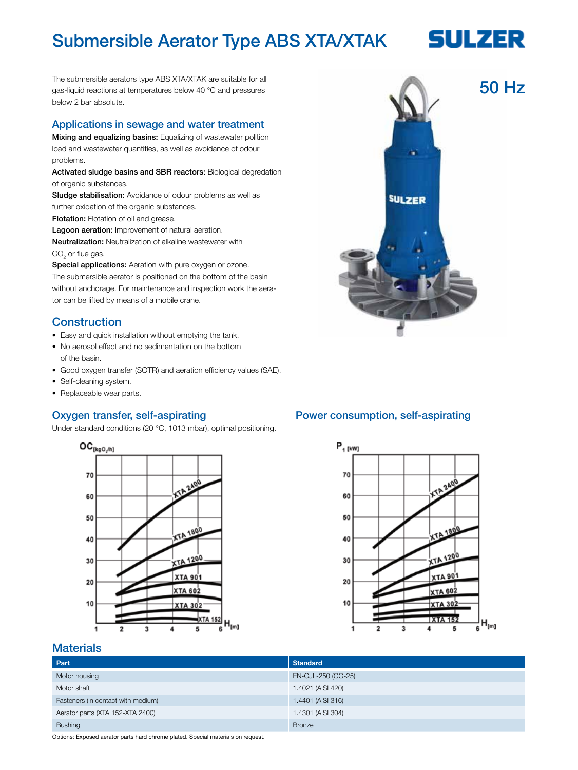# Submersible Aerator Type ABS XTA/XTAK

50 Hz

The submersible aerators type ABS XTA/XTAK are suitable for all gas-liquid reactions at temperatures below 40 °C and pressures below 2 bar absolute.

## Applications in sewage and water treatment

**Mixing and equalizing basins:** Equalizing of wastewater polltion load and wastewater quantities, as well as avoidance of odour problems.

**Activated sludge basins and SBR reactors:** Biological degredation of organic substances.

**Sludge stabilisation:** Avoidance of odour problems as well as further oxidation of the organic substances.

**Flotation:** Flotation of oil and grease.

**Lagoon aeration:** Improvement of natural aeration.

**Neutralization:** Neutralization of alkaline wastewater with $CO_2$ or flue gas.

**Special applications:** Aeration with pure oxygen or ozone.

The submersible aerator is positioned on the bottom of the basin without anchorage. For maintenance and inspection work the aerator can be lifted by means of a mobile crane.

## Construction

- Easy and quick installation without emptying the tank.
- No aerosol effect and no sedimentation on the bottom of the basin.
- Good oxygen transfer (SOTR) and aeration efficiency values (SAE).
- Self-cleaning system.
- Replaceable wear parts.

## Oxygen transfer, self-aspirating

Under standard conditions (20 °C, 1013 mbar), optimal positioning.

## Power consumption, self-aspirating

## Materials

| Part | Standard |
|---|---|
| Motor housing | EN-GJL-250 (GG-25) |
| Motor shaft | 1.4021 (AISI 420) |
| Fasteners (in contact with medium) | 1.4401 (AISI 316) |
| Aerator parts (XTA 152-XTA 2400) | 1.4301 (AISI 304) |
| Bushing | Bronze |

Options: Exposed aerator parts hard chrome plated. Special materials on request.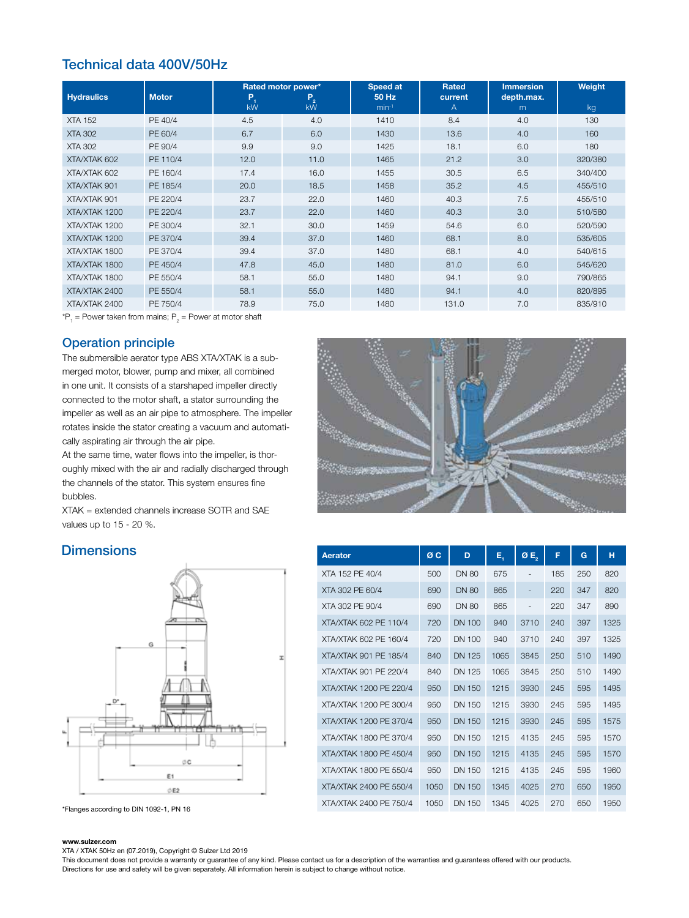## Technical data 400V/50Hz

| Hydraulics | Motor | Rated motor power* | | Speed at 50 Hz | Rated current | Immersion depth.max. | Weight |
|---|---|---|---|---|---|---|---|
| | | $P_1$ kW | $P_2$ kW | min⁻¹ | A | m | kg |
| XTA 152 | PE 40/4 | 4.5 | 4.0 | 1410 | 8.4 | 4.0 | 130 |
| XTA 302 | PE 60/4 | 6.7 | 6.0 | 1430 | 13.6 | 4.0 | 160 |
| XTA 302 | PE 90/4 | 9.9 | 9.0 | 1425 | 18.1 | 6.0 | 180 |
| XTA/XTAK 602 | PE 110/4 | 12.0 | 11.0 | 1465 | 21.2 | 3.0 | 320/380 |
| XTA/XTAK 602 | PE 160/4 | 17.4 | 16.0 | 1455 | 30.5 | 6.5 | 340/400 |
| XTA/XTAK 901 | PE 185/4 | 20.0 | 18.5 | 1458 | 35.2 | 4.5 | 455/510 |
| XTA/XTAK 901 | PE 220/4 | 23.7 | 22.0 | 1460 | 40.3 | 7.5 | 455/510 |
| XTA/XTAK 1200 | PE 220/4 | 23.7 | 22.0 | 1460 | 40.3 | 3.0 | 510/580 |
| XTA/XTAK 1200 | PE 300/4 | 32.1 | 30.0 | 1459 | 54.6 | 6.0 | 520/590 |
| XTA/XTAK 1200 | PE 370/4 | 39.4 | 37.0 | 1460 | 68.1 | 8.0 | 535/605 |
| XTA/XTAK 1800 | PE 370/4 | 39.4 | 37.0 | 1480 | 68.1 | 4.0 | 540/615 |
| XTA/XTAK 1800 | PE 450/4 | 47.8 | 45.0 | 1480 | 81.0 | 6.0 | 545/620 |
| XTA/XTAK 1800 | PE 550/4 | 58.1 | 55.0 | 1480 | 94.1 | 9.0 | 790/865 |
| XTA/XTAK 2400 | PE 550/4 | 58.1 | 55.0 | 1480 | 94.1 | 4.0 | 820/895 |
| XTA/XTAK 2400 | PE 750/4 | 78.9 | 75.0 | 1480 | 131.0 | 7.0 | 835/910 |

*$P_1$ = Power taken from mains; $P_2$ = Power at motor shaft

## Operation principle

The submersible aerator type ABS XTA/XTAK is a submerged motor, blower, pump and mixer, all combined in one unit. It consists of a starshaped impeller directly connected to the motor shaft, a stator surrounding the impeller as well as an air pipe to atmosphere. The impeller rotates inside the stator creating a vacuum and automatically aspirating air through the air pipe.

At the same time, water flows into the impeller, is thoroughly mixed with the air and radially discharged through the channels of the stator. This system ensures fine bubbles.

XTAK = extended channels increase SOTR and SAE values up to 15 - 20 %.

## Dimensions

D*

G

H

F

ØC

E1

ØE2

*Flanges according to DIN 1092-1, PN 16

| Aerator | Ø C | D | $E_1$ | Ø $E_2$ | F | G | H |
|---|---|---|---|---|---|---|---|
| XTA 152 PE 40/4 | 500 | DN 80 | 675 | - | 185 | 250 | 820 |
| XTA 302 PE 60/4 | 690 | DN 80 | 865 | - | 220 | 347 | 820 |
| XTA 302 PE 90/4 | 690 | DN 80 | 865 | - | 220 | 347 | 890 |
| XTA/XTAK 602 PE 110/4 | 720 | DN 100 | 940 | 3710 | 240 | 397 | 1325 |
| XTA/XTAK 602 PE 160/4 | 720 | DN 100 | 940 | 3710 | 240 | 397 | 1325 |
| XTA/XTAK 901 PE 185/4 | 840 | DN 125 | 1065 | 3845 | 250 | 510 | 1490 |
| XTA/XTAK 901 PE 220/4 | 840 | DN 125 | 1065 | 3845 | 250 | 510 | 1490 |
| XTA/XTAK 1200 PE 220/4 | 950 | DN 150 | 1215 | 3930 | 245 | 595 | 1495 |
| XTA/XTAK 1200 PE 300/4 | 950 | DN 150 | 1215 | 3930 | 245 | 595 | 1495 |
| XTA/XTAK 1200 PE 370/4 | 950 | DN 150 | 1215 | 3930 | 245 | 595 | 1575 |
| XTA/XTAK 1800 PE 370/4 | 950 | DN 150 | 1215 | 4135 | 245 | 595 | 1570 |
| XTA/XTAK 1800 PE 450/4 | 950 | DN 150 | 1215 | 4135 | 245 | 595 | 1570 |
| XTA/XTAK 1800 PE 550/4 | 950 | DN 150 | 1215 | 4135 | 245 | 595 | 1960 |
| XTA/XTAK 2400 PE 550/4 | 1050 | DN 150 | 1345 | 4025 | 270 | 650 | 1950 |
| XTA/XTAK 2400 PE 750/4 | 1050 | DN 150 | 1345 | 4025 | 270 | 650 | 1950 |

**www.sulzer.com**

XTA / XTAK 50Hz en (07.2019), Copyright © Sulzer Ltd 2019

This document does not provide a warranty or guarantee of any kind. Please contact us for a description of the warranties and guarantees offered with our products. Directions for use and safety will be given separately. All information herein is subject to change without notice.